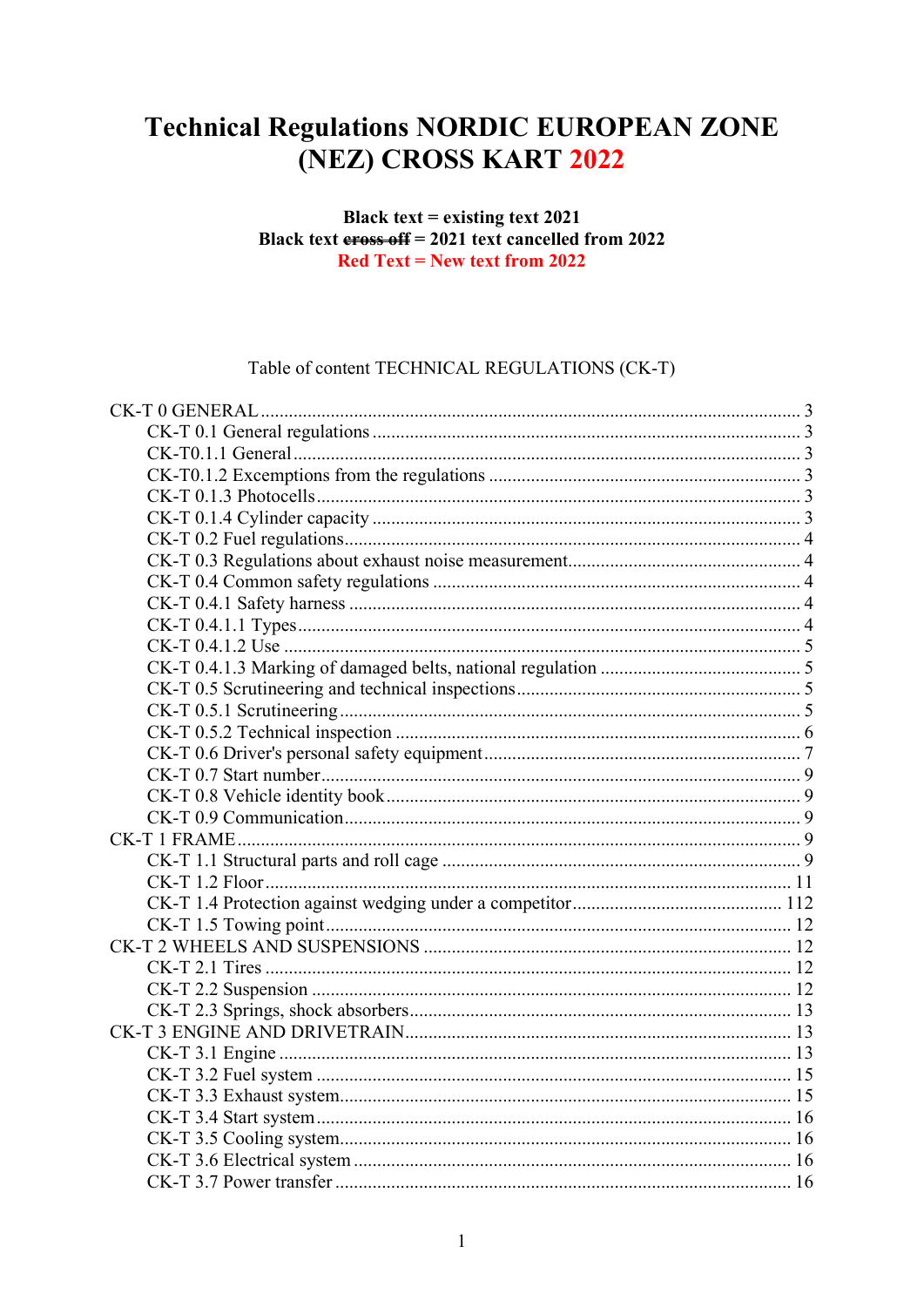# Technical Regulations NORDIC EUROPEAN ZONE (NEZ) CROSS KART 2022

**Black text = existing text 2021**
**Black text ~~cross off~~ = 2021 text cancelled from 2022**
**Red Text = New text from 2022**

Table of content TECHNICAL REGULATIONS (CK-T)

CK-T 0 GENERAL ........................................................ 3
- CK-T 0.1 General regulations ........................................ 3
- CK-T0.1.1 General ................................................... 3
- CK-T0.1.2 Excemptions from the regulations ........................... 3
- CK-T 0.1.3 Photocells ............................................... 3
- CK-T 0.1.4 Cylinder capacity ........................................ 3
- CK-T 0.2 Fuel regulations ........................................... 4
- CK-T 0.3 Regulations about exhaust noise measurement ................. 4
- CK-T 0.4 Common safety regulations ................................... 4
- CK-T 0.4.1 Safety harness ........................................... 4
- CK-T 0.4.1.1 Types ................................................. 4
- CK-T 0.4.1.2 Use ................................................... 5
- CK-T 0.4.1.3 Marking of damaged belts, national regulation .......... 5
- CK-T 0.5 Scrutineering and technical inspections ..................... 5
- CK-T 0.5.1 Scrutineering ............................................ 5
- CK-T 0.5.2 Technical inspection ..................................... 6
- CK-T 0.6 Driver's personal safety equipment .......................... 7
- CK-T 0.7 Start number ................................................ 9
- CK-T 0.8 Vehicle identity book ....................................... 9
- CK-T 0.9 Communication ............................................... 9

CK-T 1 FRAME .......................................................... 9
- CK-T 1.1 Structural parts and roll cage .............................. 9
- CK-T 1.2 Floor ....................................................... 11
- CK-T 1.4 Protection against wedging under a competitor ............... 112
- CK-T 1.5 Towing point ................................................ 12

CK-T 2 WHEELS AND SUSPENSIONS .......................................... 12
- CK-T 2.1 Tires ....................................................... 12
- CK-T 2.2 Suspension .................................................. 12
- CK-T 2.3 Springs, shock absorbers .................................... 13

CK-T 3 ENGINE AND DRIVETRAIN ........................................... 13
- CK-T 3.1 Engine ...................................................... 13
- CK-T 3.2 Fuel system ................................................. 15
- CK-T 3.3 Exhaust system .............................................. 15
- CK-T 3.4 Start system ................................................ 16
- CK-T 3.5 Cooling system .............................................. 16
- CK-T 3.6 Electrical system ........................................... 16
- CK-T 3.7 Power transfer .............................................. 16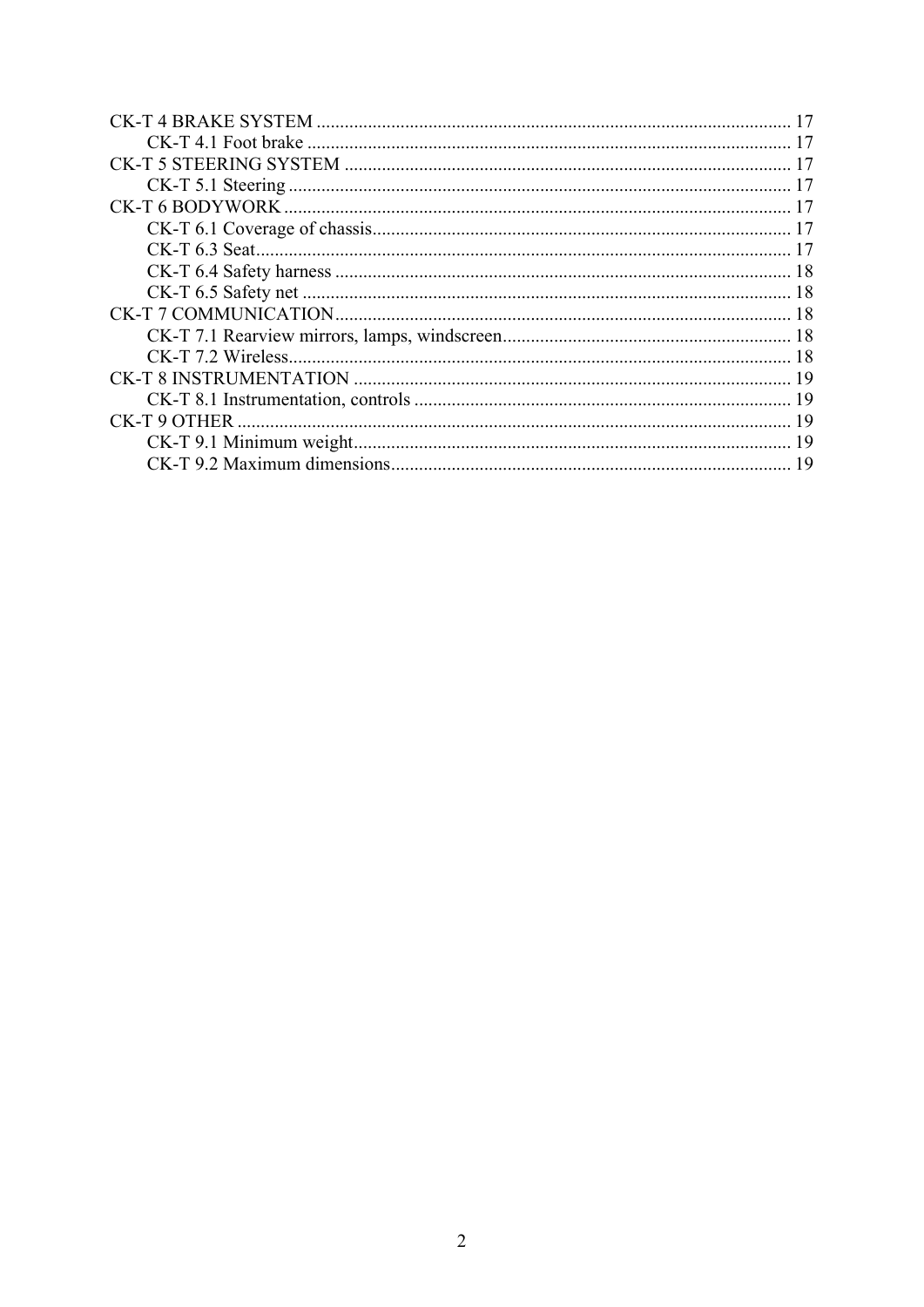CK-T 4 BRAKE SYSTEM ..................................................................................................... 17
    CK-T 4.1 Foot brake ....................................................................................................... 17
CK-T 5 STEERING SYSTEM ............................................................................................... 17
    CK-T 5.1 Steering ........................................................................................................... 17
CK-T 6 BODYWORK ............................................................................................................ 17
    CK-T 6.1 Coverage of chassis......................................................................................... 17
    CK-T 6.3 Seat.................................................................................................................. 17
    CK-T 6.4 Safety harness ................................................................................................. 18
    CK-T 6.5 Safety net ........................................................................................................ 18
CK-T 7 COMMUNICATION................................................................................................. 18
    CK-T 7.1 Rearview mirrors, lamps, windscreen............................................................. 18
    CK-T 7.2 Wireless........................................................................................................... 18
CK-T 8 INSTRUMENTATION ............................................................................................. 19
    CK-T 8.1 Instrumentation, controls ................................................................................ 19
CK-T 9 OTHER ...................................................................................................................... 19
    CK-T 9.1 Minimum weight............................................................................................. 19
    CK-T 9.2 Maximum dimensions..................................................................................... 19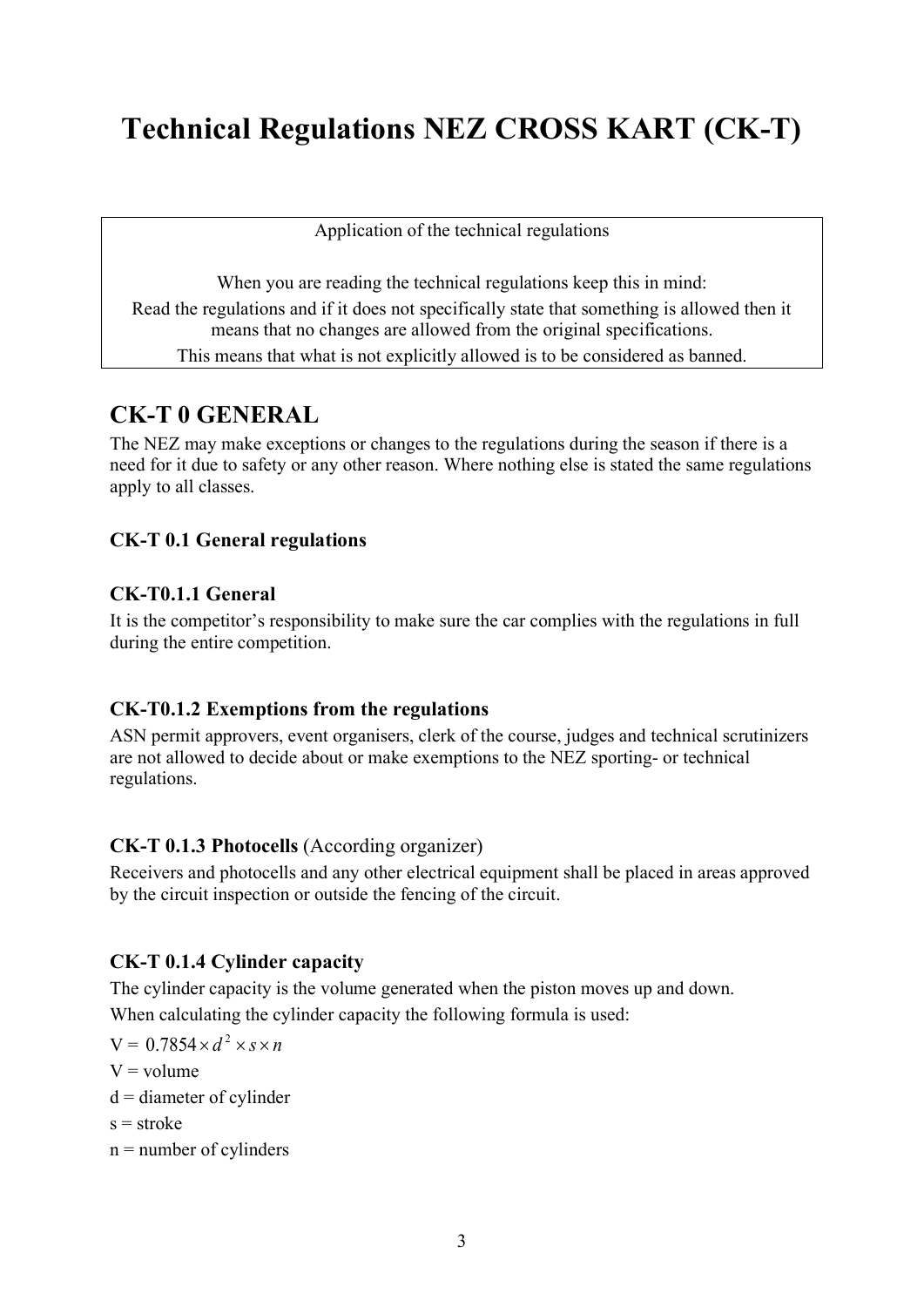# Technical Regulations NEZ CROSS KART (CK-T)

Application of the technical regulations

When you are reading the technical regulations keep this in mind:

Read the regulations and if it does not specifically state that something is allowed then it means that no changes are allowed from the original specifications.

This means that what is not explicitly allowed is to be considered as banned.

## CK-T 0 GENERAL

The NEZ may make exceptions or changes to the regulations during the season if there is a need for it due to safety or any other reason. Where nothing else is stated the same regulations apply to all classes.

### CK-T 0.1 General regulations

#### CK-T0.1.1 General

It is the competitor's responsibility to make sure the car complies with the regulations in full during the entire competition.

#### CK-T0.1.2 Exemptions from the regulations

ASN permit approvers, event organisers, clerk of the course, judges and technical scrutinizers are not allowed to decide about or make exemptions to the NEZ sporting- or technical regulations.

#### CK-T 0.1.3 Photocells (According organizer)

Receivers and photocells and any other electrical equipment shall be placed in areas approved by the circuit inspection or outside the fencing of the circuit.

#### CK-T 0.1.4 Cylinder capacity

The cylinder capacity is the volume generated when the piston moves up and down.

When calculating the cylinder capacity the following formula is used:

$V = 0.7854 \times d^2 \times s \times n$

V = volume

d = diameter of cylinder

s = stroke

n = number of cylinders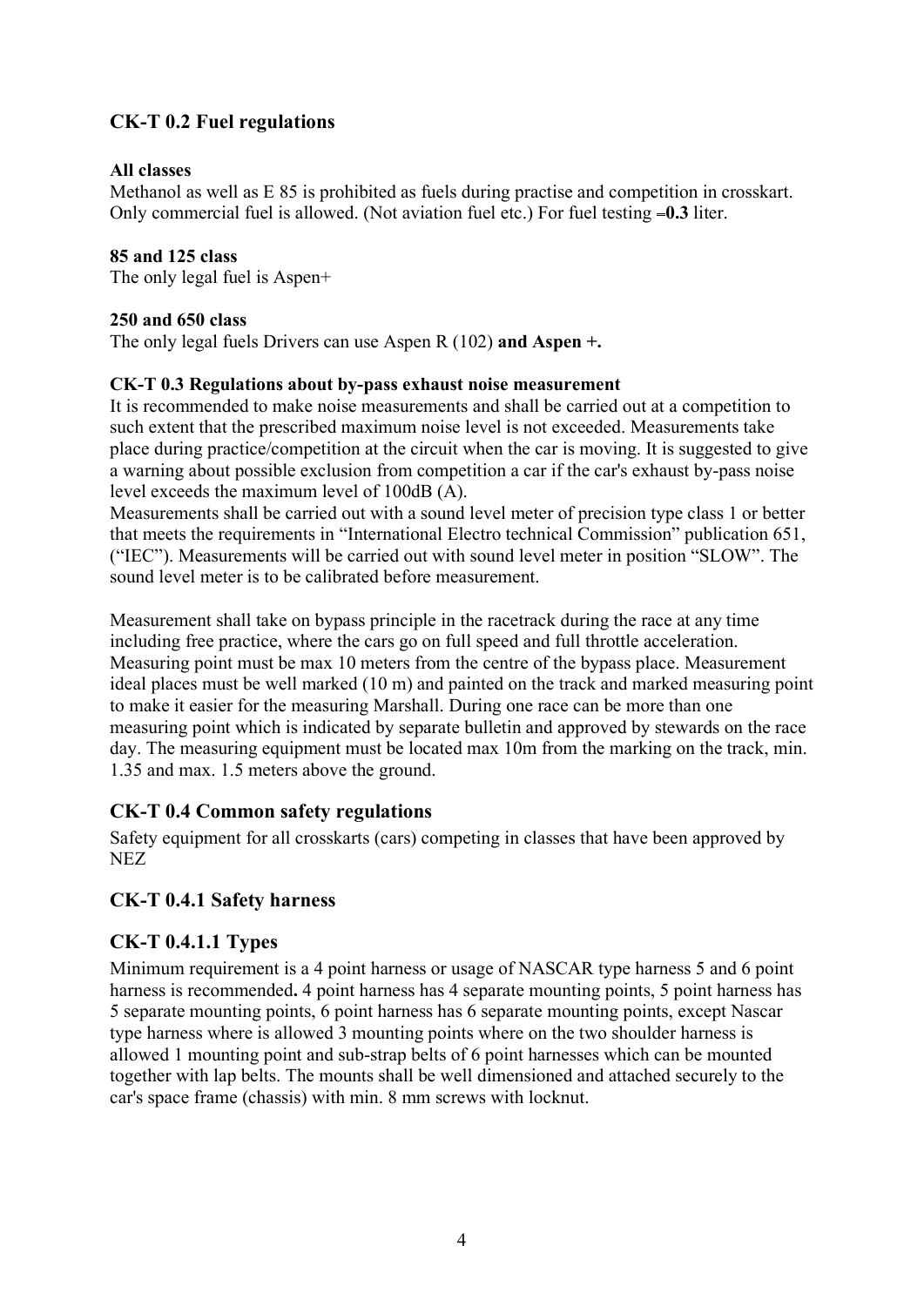## CK-T 0.2 Fuel regulations

**All classes**
Methanol as well as E 85 is prohibited as fuels during practise and competition in crosskart. Only commercial fuel is allowed. (Not aviation fuel etc.) For fuel testing =**0.3** liter.

**85 and 125 class**
The only legal fuel is Aspen+

**250 and 650 class**
The only legal fuels Drivers can use Aspen R (102) **and Aspen +.**

**CK-T 0.3 Regulations about by-pass exhaust noise measurement**
It is recommended to make noise measurements and shall be carried out at a competition to such extent that the prescribed maximum noise level is not exceeded. Measurements take place during practice/competition at the circuit when the car is moving. It is suggested to give a warning about possible exclusion from competition a car if the car's exhaust by-pass noise level exceeds the maximum level of 100dB (A).
Measurements shall be carried out with a sound level meter of precision type class 1 or better that meets the requirements in "International Electro technical Commission" publication 651, ("IEC"). Measurements will be carried out with sound level meter in position "SLOW". The sound level meter is to be calibrated before measurement.

Measurement shall take on bypass principle in the racetrack during the race at any time including free practice, where the cars go on full speed and full throttle acceleration. Measuring point must be max 10 meters from the centre of the bypass place. Measurement ideal places must be well marked (10 m) and painted on the track and marked measuring point to make it easier for the measuring Marshall. During one race can be more than one measuring point which is indicated by separate bulletin and approved by stewards on the race day. The measuring equipment must be located max 10m from the marking on the track, min. 1.35 and max. 1.5 meters above the ground.

## CK-T 0.4 Common safety regulations

Safety equipment for all crosskarts (cars) competing in classes that have been approved by NEZ

## CK-T 0.4.1 Safety harness

## CK-T 0.4.1.1 Types

Minimum requirement is a 4 point harness or usage of NASCAR type harness 5 and 6 point harness is recommended**.** 4 point harness has 4 separate mounting points, 5 point harness has 5 separate mounting points, 6 point harness has 6 separate mounting points, except Nascar type harness where is allowed 3 mounting points where on the two shoulder harness is allowed 1 mounting point and sub-strap belts of 6 point harnesses which can be mounted together with lap belts. The mounts shall be well dimensioned and attached securely to the car's space frame (chassis) with min. 8 mm screws with locknut.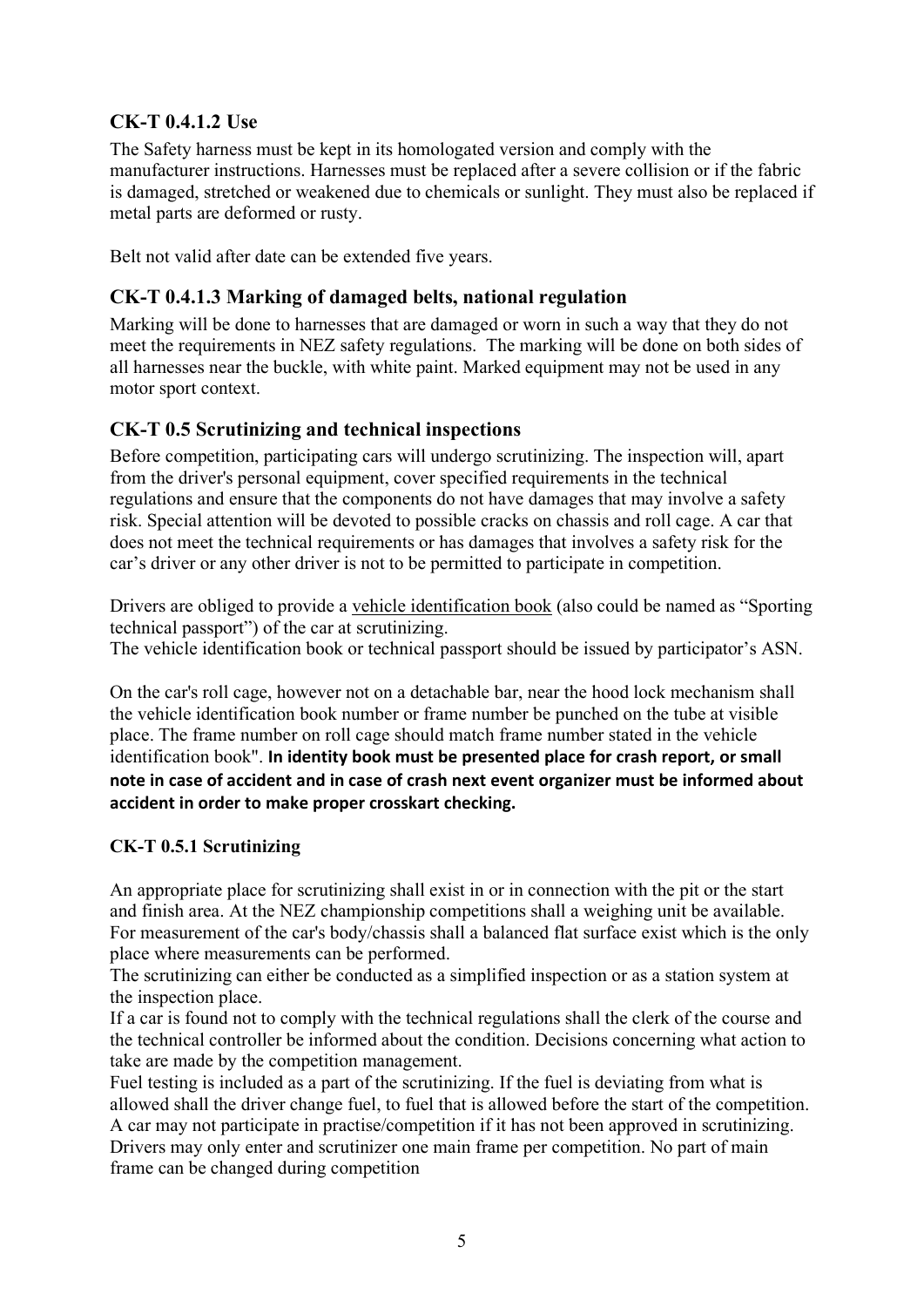### CK-T 0.4.1.2 Use

The Safety harness must be kept in its homologated version and comply with the manufacturer instructions. Harnesses must be replaced after a severe collision or if the fabric is damaged, stretched or weakened due to chemicals or sunlight. They must also be replaced if metal parts are deformed or rusty.

Belt not valid after date can be extended five years.

### CK-T 0.4.1.3 Marking of damaged belts, national regulation

Marking will be done to harnesses that are damaged or worn in such a way that they do not meet the requirements in NEZ safety regulations. The marking will be done on both sides of all harnesses near the buckle, with white paint. Marked equipment may not be used in any motor sport context.

### CK-T 0.5 Scrutinizing and technical inspections

Before competition, participating cars will undergo scrutinizing. The inspection will, apart from the driver's personal equipment, cover specified requirements in the technical regulations and ensure that the components do not have damages that may involve a safety risk. Special attention will be devoted to possible cracks on chassis and roll cage. A car that does not meet the technical requirements or has damages that involves a safety risk for the car's driver or any other driver is not to be permitted to participate in competition.

Drivers are obliged to provide a vehicle identification book (also could be named as "Sporting technical passport") of the car at scrutinizing.
The vehicle identification book or technical passport should be issued by participator's ASN.

On the car's roll cage, however not on a detachable bar, near the hood lock mechanism shall the vehicle identification book number or frame number be punched on the tube at visible place. The frame number on roll cage should match frame number stated in the vehicle identification book". **In identity book must be presented place for crash report, or small note in case of accident and in case of crash next event organizer must be informed about accident in order to make proper crosskart checking.**

#### CK-T 0.5.1 Scrutinizing

An appropriate place for scrutinizing shall exist in or in connection with the pit or the start and finish area. At the NEZ championship competitions shall a weighing unit be available. For measurement of the car's body/chassis shall a balanced flat surface exist which is the only place where measurements can be performed.
The scrutinizing can either be conducted as a simplified inspection or as a station system at the inspection place.
If a car is found not to comply with the technical regulations shall the clerk of the course and the technical controller be informed about the condition. Decisions concerning what action to take are made by the competition management.
Fuel testing is included as a part of the scrutinizing. If the fuel is deviating from what is allowed shall the driver change fuel, to fuel that is allowed before the start of the competition.
A car may not participate in practise/competition if it has not been approved in scrutinizing.
Drivers may only enter and scrutinizer one main frame per competition. No part of main frame can be changed during competition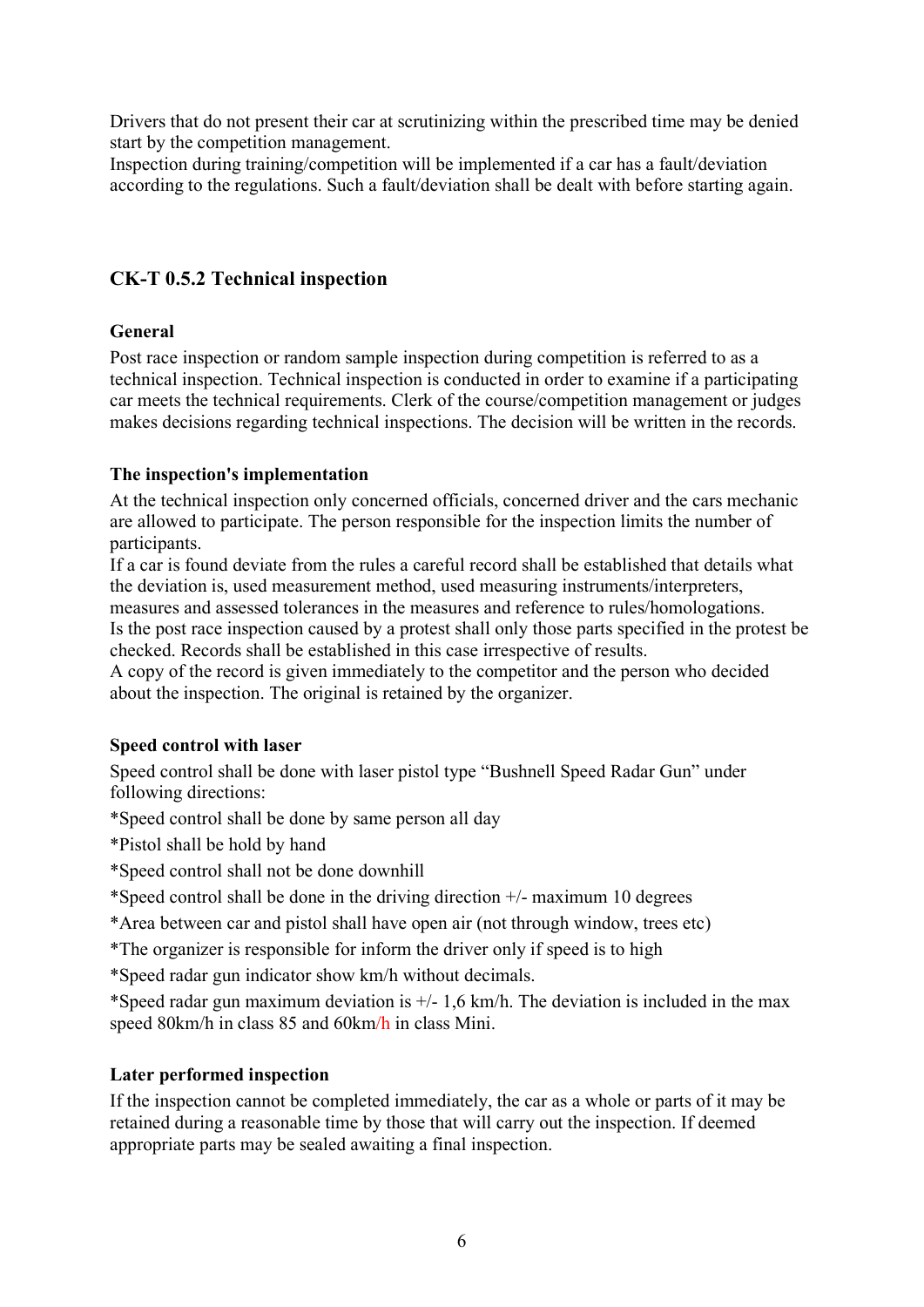Drivers that do not present their car at scrutinizing within the prescribed time may be denied start by the competition management.
Inspection during training/competition will be implemented if a car has a fault/deviation according to the regulations. Such a fault/deviation shall be dealt with before starting again.

## CK-T 0.5.2 Technical inspection

### General

Post race inspection or random sample inspection during competition is referred to as a technical inspection. Technical inspection is conducted in order to examine if a participating car meets the technical requirements. Clerk of the course/competition management or judges makes decisions regarding technical inspections. The decision will be written in the records.

### The inspection's implementation

At the technical inspection only concerned officials, concerned driver and the cars mechanic are allowed to participate. The person responsible for the inspection limits the number of participants.
If a car is found deviate from the rules a careful record shall be established that details what the deviation is, used measurement method, used measuring instruments/interpreters, measures and assessed tolerances in the measures and reference to rules/homologations.
Is the post race inspection caused by a protest shall only those parts specified in the protest be checked. Records shall be established in this case irrespective of results.
A copy of the record is given immediately to the competitor and the person who decided about the inspection. The original is retained by the organizer.

### Speed control with laser

Speed control shall be done with laser pistol type "Bushnell Speed Radar Gun" under following directions:

*Speed control shall be done by same person all day

*Pistol shall be hold by hand

*Speed control shall not be done downhill

*Speed control shall be done in the driving direction +/- maximum 10 degrees

*Area between car and pistol shall have open air (not through window, trees etc)

*The organizer is responsible for inform the driver only if speed is to high

*Speed radar gun indicator show km/h without decimals.

*Speed radar gun maximum deviation is +/- 1,6 km/h. The deviation is included in the max speed 80km/h in class 85 and 60km/h in class Mini.

### Later performed inspection

If the inspection cannot be completed immediately, the car as a whole or parts of it may be retained during a reasonable time by those that will carry out the inspection. If deemed appropriate parts may be sealed awaiting a final inspection.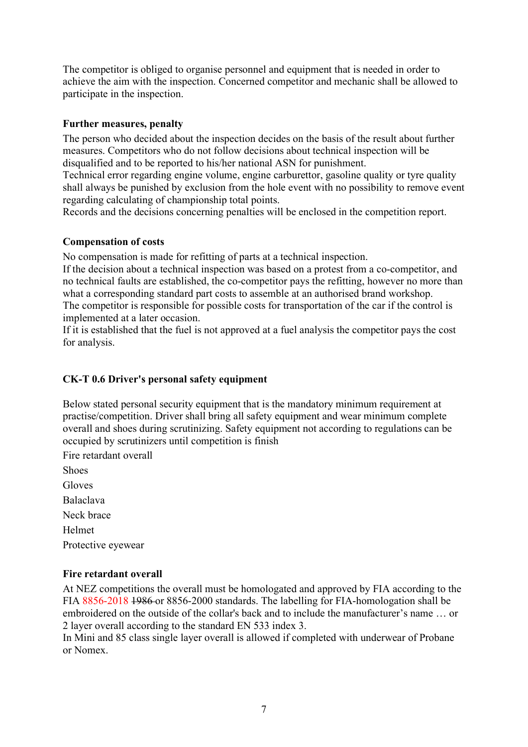The competitor is obliged to organise personnel and equipment that is needed in order to achieve the aim with the inspection. Concerned competitor and mechanic shall be allowed to participate in the inspection.

**Further measures, penalty**

The person who decided about the inspection decides on the basis of the result about further measures. Competitors who do not follow decisions about technical inspection will be disqualified and to be reported to his/her national ASN for punishment.
Technical error regarding engine volume, engine carburettor, gasoline quality or tyre quality shall always be punished by exclusion from the hole event with no possibility to remove event regarding calculating of championship total points.
Records and the decisions concerning penalties will be enclosed in the competition report.

**Compensation of costs**

No compensation is made for refitting of parts at a technical inspection.
If the decision about a technical inspection was based on a protest from a co-competitor, and no technical faults are established, the co-competitor pays the refitting, however no more than what a corresponding standard part costs to assemble at an authorised brand workshop.
The competitor is responsible for possible costs for transportation of the car if the control is implemented at a later occasion.
If it is established that the fuel is not approved at a fuel analysis the competitor pays the cost for analysis.

## CK-T 0.6 Driver's personal safety equipment

Below stated personal security equipment that is the mandatory minimum requirement at practise/competition. Driver shall bring all safety equipment and wear minimum complete overall and shoes during scrutinizing. Safety equipment not according to regulations can be occupied by scrutinizers until competition is finish

Fire retardant overall

Shoes

Gloves

Balaclava

Neck brace

Helmet

Protective eyewear

**Fire retardant overall**

At NEZ competitions the overall must be homologated and approved by FIA according to the FIA 8856-2018 ~~1986~~ or 8856-2000 standards. The labelling for FIA-homologation shall be embroidered on the outside of the collar's back and to include the manufacturer's name … or 2 layer overall according to the standard EN 533 index 3.
In Mini and 85 class single layer overall is allowed if completed with underwear of Probane or Nomex.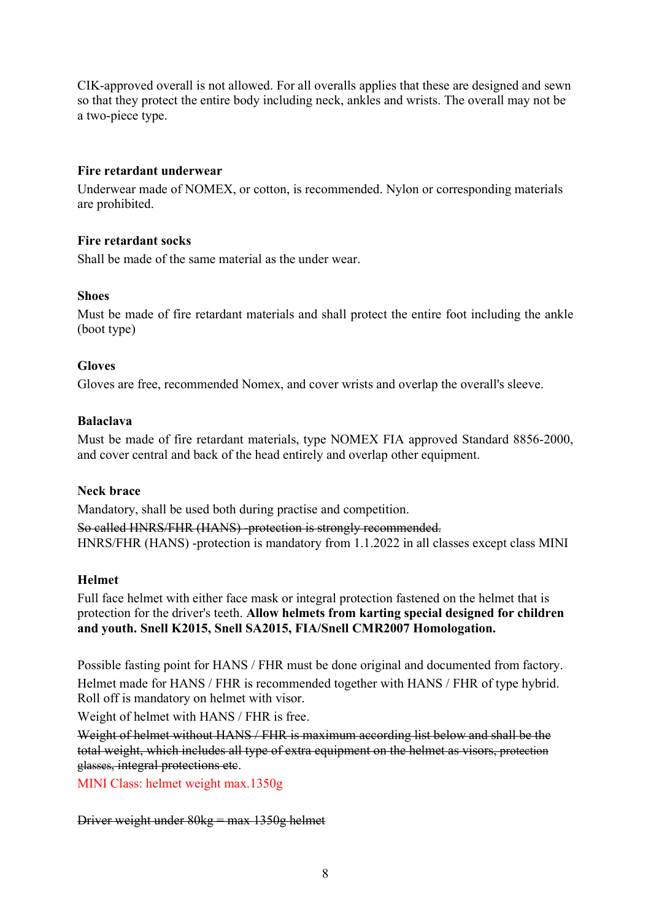CIK-approved overall is not allowed. For all overalls applies that these are designed and sewn so that they protect the entire body including neck, ankles and wrists. The overall may not be a two-piece type.

**Fire retardant underwear**

Underwear made of NOMEX, or cotton, is recommended. Nylon or corresponding materials are prohibited.

**Fire retardant socks**

Shall be made of the same material as the under wear.

**Shoes**

Must be made of fire retardant materials and shall protect the entire foot including the ankle (boot type)

**Gloves**

Gloves are free, recommended Nomex, and cover wrists and overlap the overall's sleeve.

**Balaclava**

Must be made of fire retardant materials, type NOMEX FIA approved Standard 8856-2000, and cover central and back of the head entirely and overlap other equipment.

**Neck brace**

Mandatory, shall be used both during practise and competition.

~~So called HNRS/FHR (HANS) -protection is strongly recommended.~~

HNRS/FHR (HANS) -protection is mandatory from 1.1.2022 in all classes except class MINI

**Helmet**

Full face helmet with either face mask or integral protection fastened on the helmet that is protection for the driver's teeth. **Allow helmets from karting special designed for children and youth. Snell K2015, Snell SA2015, FIA/Snell CMR2007 Homologation.**

Possible fasting point for HANS / FHR must be done original and documented from factory.

Helmet made for HANS / FHR is recommended together with HANS / FHR of type hybrid. Roll off is mandatory on helmet with visor.

Weight of helmet with HANS / FHR is free.

~~Weight of helmet without HANS / FHR is maximum according list below and shall be the total weight, which includes all type of extra equipment on the helmet as visors, protection glasses, integral protections etc.~~

MINI Class: helmet weight max.1350g

~~Driver weight under 80kg = max 1350g helmet~~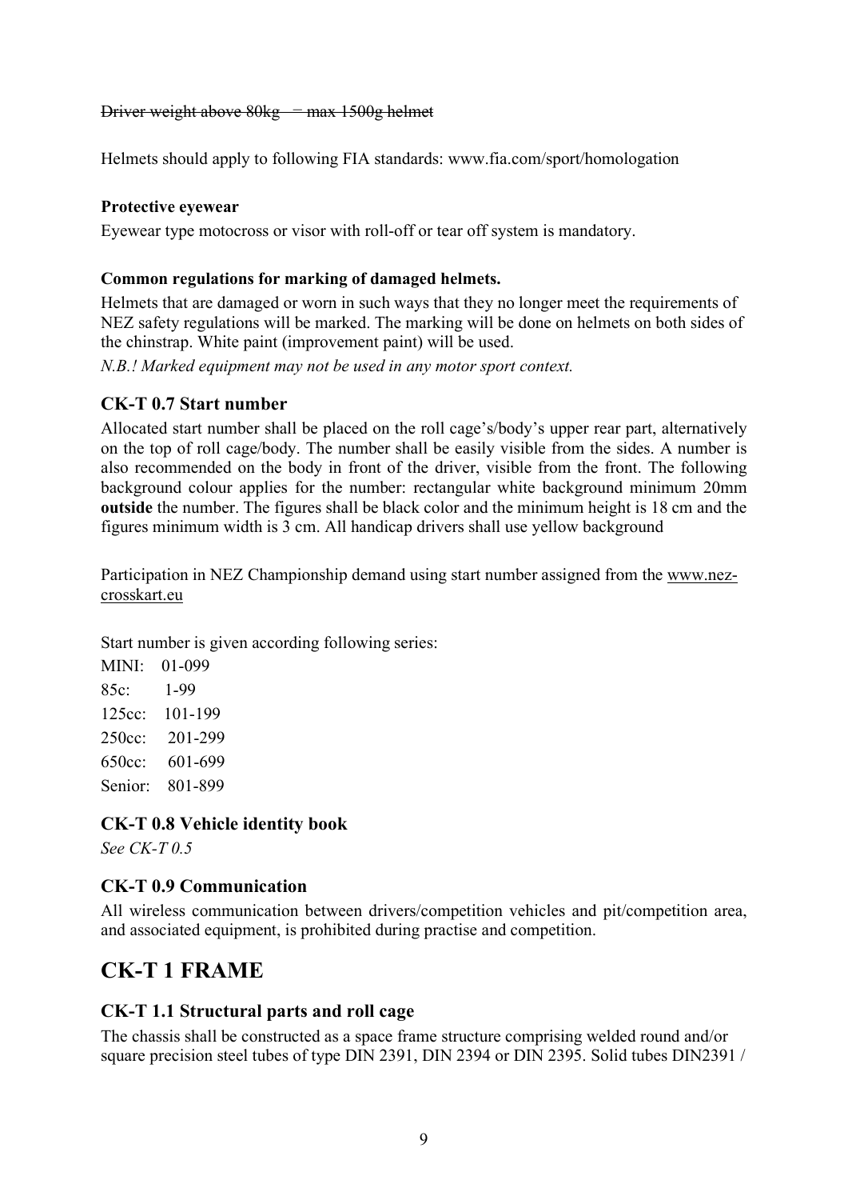~~Driver weight above 80kg = max 1500g helmet~~

Helmets should apply to following FIA standards: www.fia.com/sport/homologation

**Protective eyewear**

Eyewear type motocross or visor with roll-off or tear off system is mandatory.

**Common regulations for marking of damaged helmets.**

Helmets that are damaged or worn in such ways that they no longer meet the requirements of NEZ safety regulations will be marked. The marking will be done on helmets on both sides of the chinstrap. White paint (improvement paint) will be used.

*N.B.! Marked equipment may not be used in any motor sport context.*

### CK-T 0.7 Start number

Allocated start number shall be placed on the roll cage's/body's upper rear part, alternatively on the top of roll cage/body. The number shall be easily visible from the sides. A number is also recommended on the body in front of the driver, visible from the front. The following background colour applies for the number: rectangular white background minimum 20mm **outside** the number. The figures shall be black color and the minimum height is 18 cm and the figures minimum width is 3 cm. All handicap drivers shall use yellow background

Participation in NEZ Championship demand using start number assigned from the www.nez-crosskart.eu

Start number is given according following series:

MINI: 01-099
85c: 1-99
125cc: 101-199
250cc: 201-299
650cc: 601-699
Senior: 801-899

### CK-T 0.8 Vehicle identity book

*See CK-T 0.5*

### CK-T 0.9 Communication

All wireless communication between drivers/competition vehicles and pit/competition area, and associated equipment, is prohibited during practise and competition.

## CK-T 1 FRAME

### CK-T 1.1 Structural parts and roll cage

The chassis shall be constructed as a space frame structure comprising welded round and/or square precision steel tubes of type DIN 2391, DIN 2394 or DIN 2395. Solid tubes DIN2391 /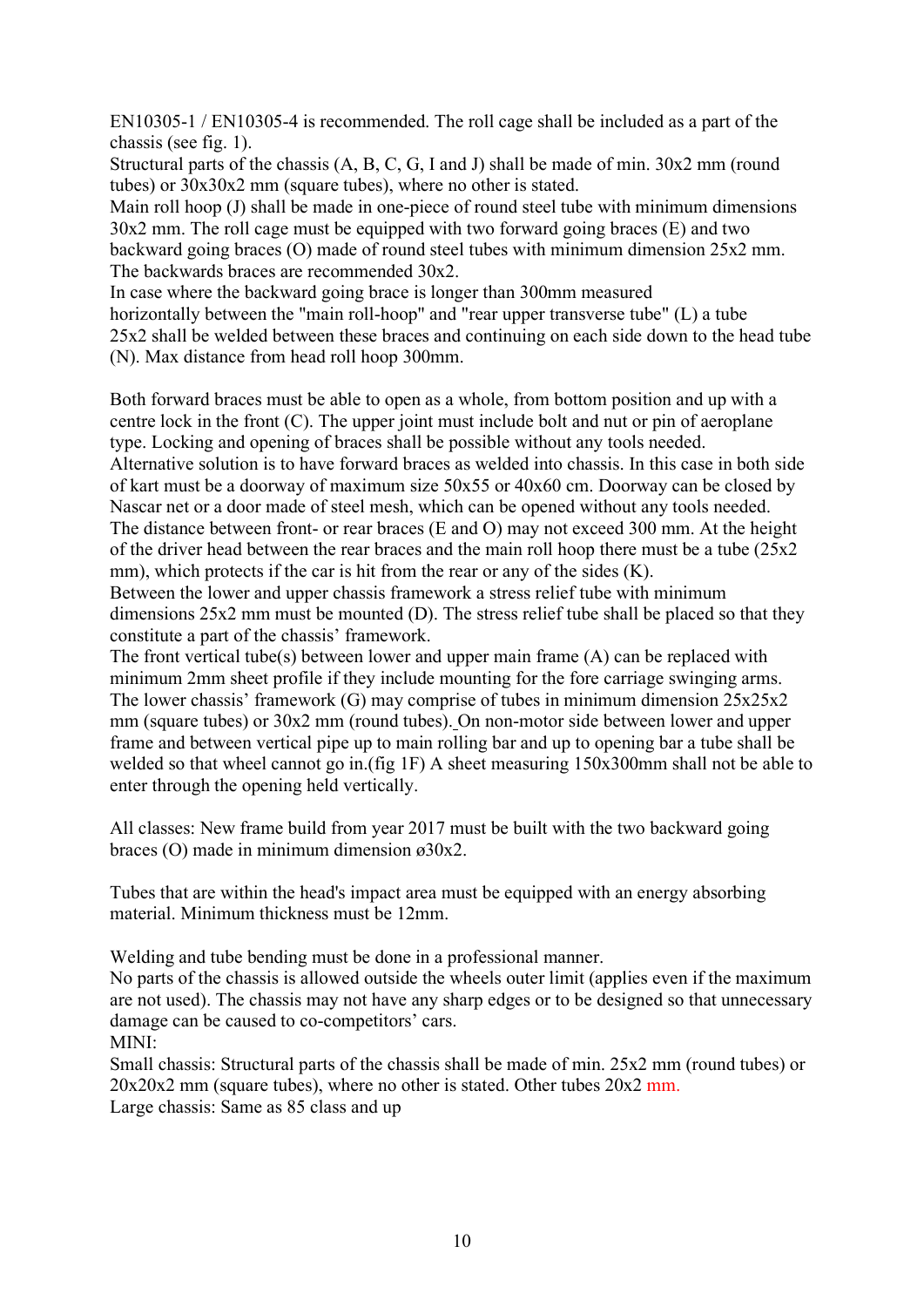EN10305-1 / EN10305-4 is recommended. The roll cage shall be included as a part of the chassis (see fig. 1).
Structural parts of the chassis (A, B, C, G, I and J) shall be made of min. 30x2 mm (round tubes) or 30x30x2 mm (square tubes), where no other is stated.
Main roll hoop (J) shall be made in one-piece of round steel tube with minimum dimensions 30x2 mm. The roll cage must be equipped with two forward going braces (E) and two backward going braces (O) made of round steel tubes with minimum dimension 25x2 mm. The backwards braces are recommended 30x2.
In case where the backward going brace is longer than 300mm measured horizontally between the "main roll-hoop" and "rear upper transverse tube" (L) a tube 25x2 shall be welded between these braces and continuing on each side down to the head tube (N). Max distance from head roll hoop 300mm.

Both forward braces must be able to open as a whole, from bottom position and up with a centre lock in the front (C). The upper joint must include bolt and nut or pin of aeroplane type. Locking and opening of braces shall be possible without any tools needed.
Alternative solution is to have forward braces as welded into chassis. In this case in both side of kart must be a doorway of maximum size 50x55 or 40x60 cm. Doorway can be closed by Nascar net or a door made of steel mesh, which can be opened without any tools needed.
The distance between front- or rear braces (E and O) may not exceed 300 mm. At the height of the driver head between the rear braces and the main roll hoop there must be a tube (25x2 mm), which protects if the car is hit from the rear or any of the sides (K).
Between the lower and upper chassis framework a stress relief tube with minimum dimensions 25x2 mm must be mounted (D). The stress relief tube shall be placed so that they constitute a part of the chassis' framework.
The front vertical tube(s) between lower and upper main frame (A) can be replaced with minimum 2mm sheet profile if they include mounting for the fore carriage swinging arms.
The lower chassis' framework (G) may comprise of tubes in minimum dimension 25x25x2 mm (square tubes) or 30x2 mm (round tubes). On non-motor side between lower and upper frame and between vertical pipe up to main rolling bar and up to opening bar a tube shall be welded so that wheel cannot go in.(fig 1F) A sheet measuring 150x300mm shall not be able to enter through the opening held vertically.

All classes: New frame build from year 2017 must be built with the two backward going braces (O) made in minimum dimension ø30x2.

Tubes that are within the head's impact area must be equipped with an energy absorbing material. Minimum thickness must be 12mm.

Welding and tube bending must be done in a professional manner.
No parts of the chassis is allowed outside the wheels outer limit (applies even if the maximum are not used). The chassis may not have any sharp edges or to be designed so that unnecessary damage can be caused to co-competitors' cars.
MINI:
Small chassis: Structural parts of the chassis shall be made of min. 25x2 mm (round tubes) or 20x20x2 mm (square tubes), where no other is stated. Other tubes 20x2 mm.
Large chassis: Same as 85 class and up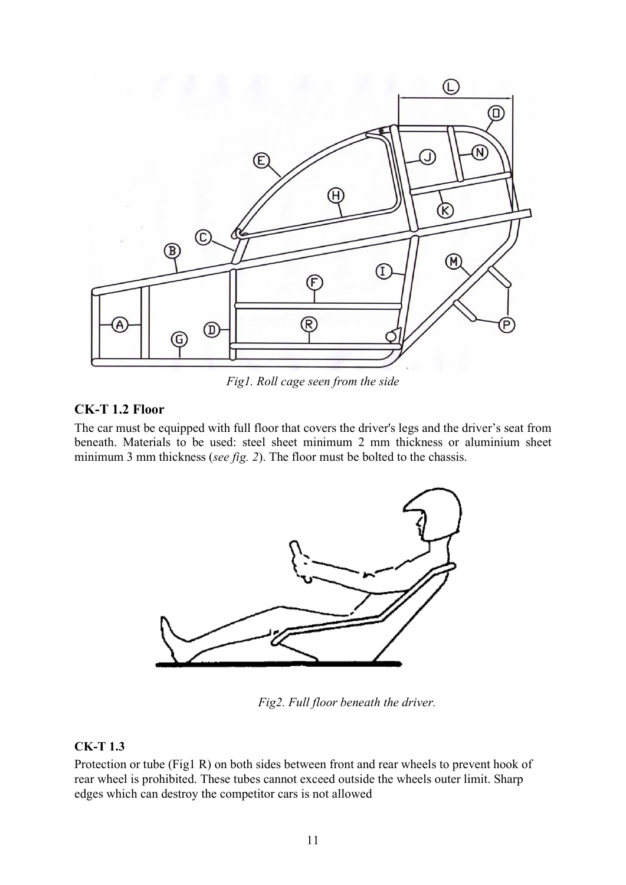*Fig1. Roll cage seen from the side*

### CK-T 1.2 Floor

The car must be equipped with full floor that covers the driver's legs and the driver's seat from beneath. Materials to be used: steel sheet minimum 2 mm thickness or aluminium sheet minimum 3 mm thickness (*see fig. 2*). The floor must be bolted to the chassis.

*Fig2. Full floor beneath the driver.*

### CK-T 1.3

Protection or tube (Fig1 R) on both sides between front and rear wheels to prevent hook of rear wheel is prohibited. These tubes cannot exceed outside the wheels outer limit. Sharp edges which can destroy the competitor cars is not allowed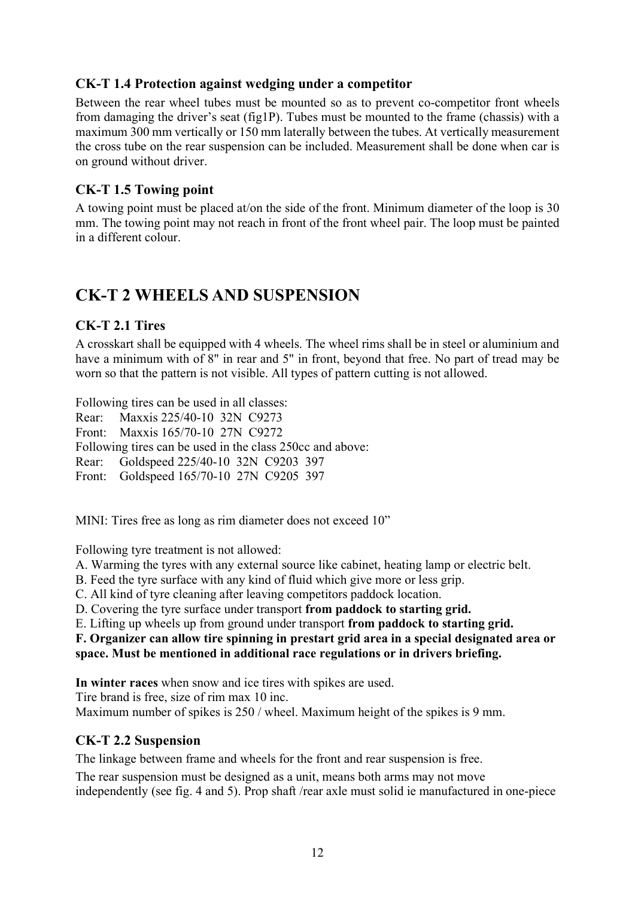### CK-T 1.4 Protection against wedging under a competitor

Between the rear wheel tubes must be mounted so as to prevent co-competitor front wheels from damaging the driver's seat (fig1P). Tubes must be mounted to the frame (chassis) with a maximum 300 mm vertically or 150 mm laterally between the tubes. At vertically measurement the cross tube on the rear suspension can be included. Measurement shall be done when car is on ground without driver.

### CK-T 1.5 Towing point

A towing point must be placed at/on the side of the front. Minimum diameter of the loop is 30 mm. The towing point may not reach in front of the front wheel pair. The loop must be painted in a different colour.

## CK-T 2 WHEELS AND SUSPENSION

### CK-T 2.1 Tires

A crosskart shall be equipped with 4 wheels. The wheel rims shall be in steel or aluminium and have a minimum with of 8" in rear and 5" in front, beyond that free. No part of tread may be worn so that the pattern is not visible. All types of pattern cutting is not allowed.

Following tires can be used in all classes:
Rear: Maxxis 225/40-10 32N C9273
Front: Maxxis 165/70-10 27N C9272
Following tires can be used in the class 250cc and above:
Rear: Goldspeed 225/40-10 32N C9203 397
Front: Goldspeed 165/70-10 27N C9205 397

MINI: Tires free as long as rim diameter does not exceed 10"

Following tyre treatment is not allowed:
A. Warming the tyres with any external source like cabinet, heating lamp or electric belt.
B. Feed the tyre surface with any kind of fluid which give more or less grip.
C. All kind of tyre cleaning after leaving competitors paddock location.
D. Covering the tyre surface under transport **from paddock to starting grid.**
E. Lifting up wheels up from ground under transport **from paddock to starting grid.**
**F. Organizer can allow tire spinning in prestart grid area in a special designated area or space. Must be mentioned in additional race regulations or in drivers briefing.**

**In winter races** when snow and ice tires with spikes are used.
Tire brand is free, size of rim max 10 inc.
Maximum number of spikes is 250 / wheel. Maximum height of the spikes is 9 mm.

### CK-T 2.2 Suspension

The linkage between frame and wheels for the front and rear suspension is free.

The rear suspension must be designed as a unit, means both arms may not move independently (see fig. 4 and 5). Prop shaft /rear axle must solid ie manufactured in one-piece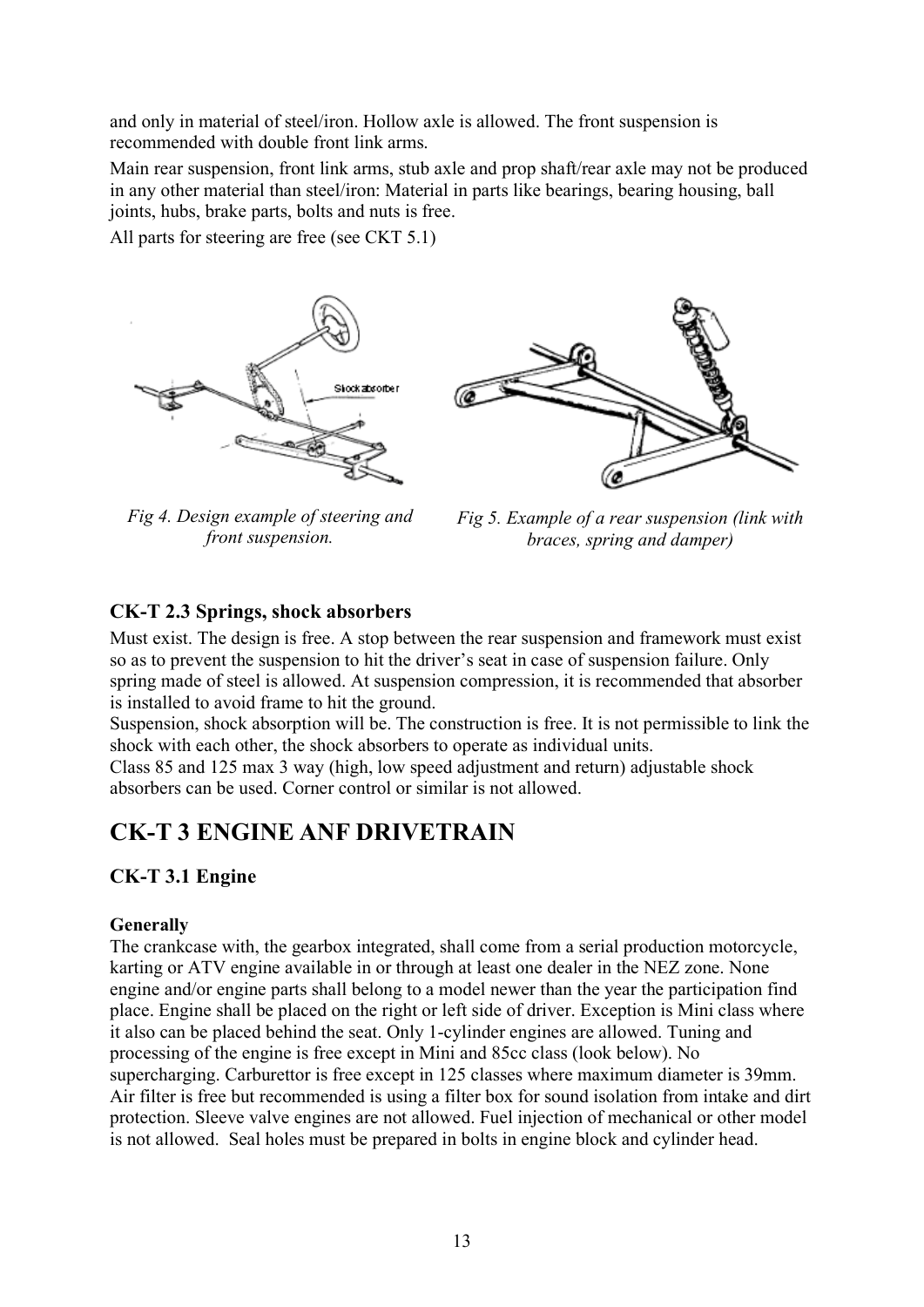and only in material of steel/iron. Hollow axle is allowed. The front suspension is recommended with double front link arms.

Main rear suspension, front link arms, stub axle and prop shaft/rear axle may not be produced in any other material than steel/iron: Material in parts like bearings, bearing housing, ball joints, hubs, brake parts, bolts and nuts is free.

All parts for steering are free (see CKT 5.1)

*Fig 4. Design example of steering and front suspension.*

*Fig 5. Example of a rear suspension (link with braces, spring and damper)*

### CK-T 2.3 Springs, shock absorbers

Must exist. The design is free. A stop between the rear suspension and framework must exist so as to prevent the suspension to hit the driver's seat in case of suspension failure. Only spring made of steel is allowed. At suspension compression, it is recommended that absorber is installed to avoid frame to hit the ground.

Suspension, shock absorption will be. The construction is free. It is not permissible to link the shock with each other, the shock absorbers to operate as individual units.

Class 85 and 125 max 3 way (high, low speed adjustment and return) adjustable shock absorbers can be used. Corner control or similar is not allowed.

## CK-T 3 ENGINE ANF DRIVETRAIN

### CK-T 3.1 Engine

**Generally**

The crankcase with, the gearbox integrated, shall come from a serial production motorcycle, karting or ATV engine available in or through at least one dealer in the NEZ zone. None engine and/or engine parts shall belong to a model newer than the year the participation find place. Engine shall be placed on the right or left side of driver. Exception is Mini class where it also can be placed behind the seat. Only 1-cylinder engines are allowed. Tuning and processing of the engine is free except in Mini and 85cc class (look below). No supercharging. Carburettor is free except in 125 classes where maximum diameter is 39mm. Air filter is free but recommended is using a filter box for sound isolation from intake and dirt protection. Sleeve valve engines are not allowed. Fuel injection of mechanical or other model is not allowed. Seal holes must be prepared in bolts in engine block and cylinder head.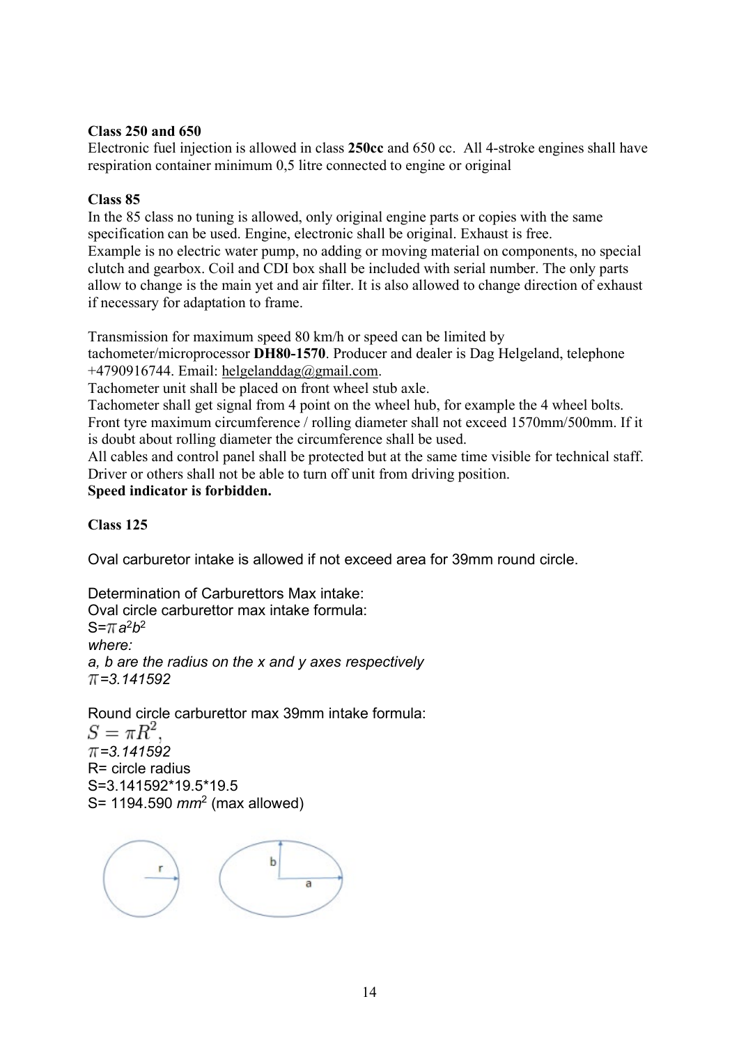**Class 250 and 650**

Electronic fuel injection is allowed in class **250cc** and 650 cc. All 4-stroke engines shall have respiration container minimum 0,5 litre connected to engine or original

**Class 85**

In the 85 class no tuning is allowed, only original engine parts or copies with the same specification can be used. Engine, electronic shall be original. Exhaust is free.
Example is no electric water pump, no adding or moving material on components, no special clutch and gearbox. Coil and CDI box shall be included with serial number. The only parts allow to change is the main yet and air filter. It is also allowed to change direction of exhaust if necessary for adaptation to frame.

Transmission for maximum speed 80 km/h or speed can be limited by tachometer/microprocessor **DH80-1570**. Producer and dealer is Dag Helgeland, telephone +4790916744. Email: helgelanddag@gmail.com.
Tachometer unit shall be placed on front wheel stub axle.
Tachometer shall get signal from 4 point on the wheel hub, for example the 4 wheel bolts.
Front tyre maximum circumference / rolling diameter shall not exceed 1570mm/500mm. If it is doubt about rolling diameter the circumference shall be used.
All cables and control panel shall be protected but at the same time visible for technical staff.
Driver or others shall not be able to turn off unit from driving position.
**Speed indicator is forbidden.**

**Class 125**

Oval carburetor intake is allowed if not exceed area for 39mm round circle.

Determination of Carburettors Max intake:
Oval circle carburettor max intake formula:
$S=\pi a^2 b^2$
*where:*
*a, b are the radius on the x and y axes respectively*
*$\pi$=3.141592*

Round circle carburettor max 39mm intake formula:
$S = \pi R^2,$
*$\pi$=3.141592*
R= circle radius
S=3.141592*19.5*19.5
S= 1194.590 $mm^2$ (max allowed)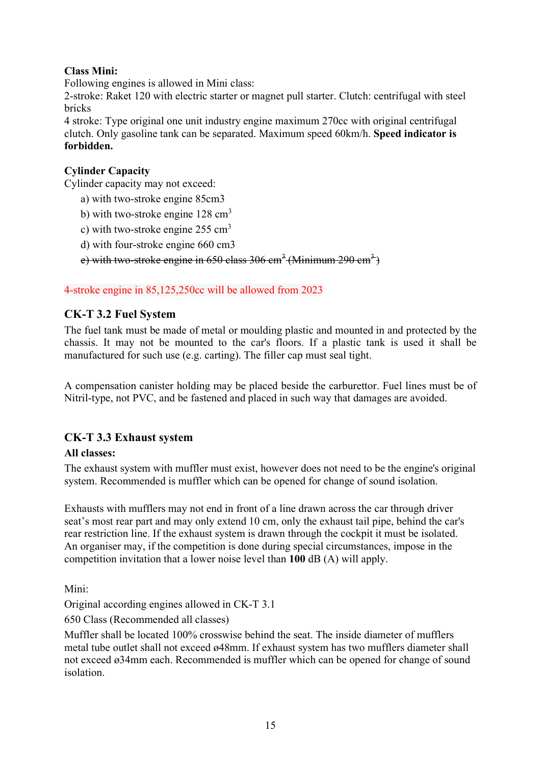**Class Mini:**
Following engines is allowed in Mini class:
2-stroke: Raket 120 with electric starter or magnet pull starter. Clutch: centrifugal with steel bricks
4 stroke: Type original one unit industry engine maximum 270cc with original centrifugal clutch. Only gasoline tank can be separated. Maximum speed 60km/h. **Speed indicator is forbidden.**

**Cylinder Capacity**
Cylinder capacity may not exceed:

a) with two-stroke engine 85cm3
b) with two-stroke engine 128 $cm^3$
c) with two-stroke engine 255 $cm^3$
d) with four-stroke engine 660 cm3
~~e) with two-stroke engine in 650 class 306 $cm^3$ (Minimum 290 $cm^3$)~~

4-stroke engine in 85,125,250cc will be allowed from 2023

## CK-T 3.2 Fuel System

The fuel tank must be made of metal or moulding plastic and mounted in and protected by the chassis. It may not be mounted to the car's floors. If a plastic tank is used it shall be manufactured for such use (e.g. carting). The filler cap must seal tight.

A compensation canister holding may be placed beside the carburettor. Fuel lines must be of Nitril-type, not PVC, and be fastened and placed in such way that damages are avoided.

## CK-T 3.3 Exhaust system

**All classes:**
The exhaust system with muffler must exist, however does not need to be the engine's original system. Recommended is muffler which can be opened for change of sound isolation.

Exhausts with mufflers may not end in front of a line drawn across the car through driver seat's most rear part and may only extend 10 cm, only the exhaust tail pipe, behind the car's rear restriction line. If the exhaust system is drawn through the cockpit it must be isolated. An organiser may, if the competition is done during special circumstances, impose in the competition invitation that a lower noise level than **100** dB (A) will apply.

Mini:

Original according engines allowed in CK-T 3.1

650 Class (Recommended all classes)

Muffler shall be located 100% crosswise behind the seat. The inside diameter of mufflers metal tube outlet shall not exceed ø48mm. If exhaust system has two mufflers diameter shall not exceed ø34mm each. Recommended is muffler which can be opened for change of sound isolation.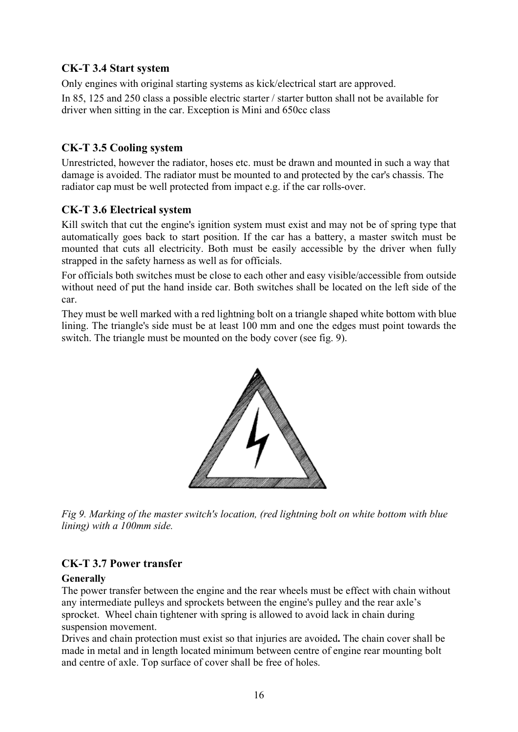### CK-T 3.4 Start system

Only engines with original starting systems as kick/electrical start are approved.

In 85, 125 and 250 class a possible electric starter / starter button shall not be available for driver when sitting in the car. Exception is Mini and 650cc class

### CK-T 3.5 Cooling system

Unrestricted, however the radiator, hoses etc. must be drawn and mounted in such a way that damage is avoided. The radiator must be mounted to and protected by the car's chassis. The radiator cap must be well protected from impact e.g. if the car rolls-over.

### CK-T 3.6 Electrical system

Kill switch that cut the engine's ignition system must exist and may not be of spring type that automatically goes back to start position. If the car has a battery, a master switch must be mounted that cuts all electricity. Both must be easily accessible by the driver when fully strapped in the safety harness as well as for officials.

For officials both switches must be close to each other and easy visible/accessible from outside without need of put the hand inside car. Both switches shall be located on the left side of the car.

They must be well marked with a red lightning bolt on a triangle shaped white bottom with blue lining. The triangle's side must be at least 100 mm and one the edges must point towards the switch. The triangle must be mounted on the body cover (see fig. 9).

*Fig 9. Marking of the master switch's location, (red lightning bolt on white bottom with blue lining) with a 100mm side.*

### CK-T 3.7 Power transfer

**Generally**

The power transfer between the engine and the rear wheels must be effect with chain without any intermediate pulleys and sprockets between the engine's pulley and the rear axle's sprocket. Wheel chain tightener with spring is allowed to avoid lack in chain during suspension movement.

Drives and chain protection must exist so that injuries are avoided**.** The chain cover shall be made in metal and in length located minimum between centre of engine rear mounting bolt and centre of axle. Top surface of cover shall be free of holes.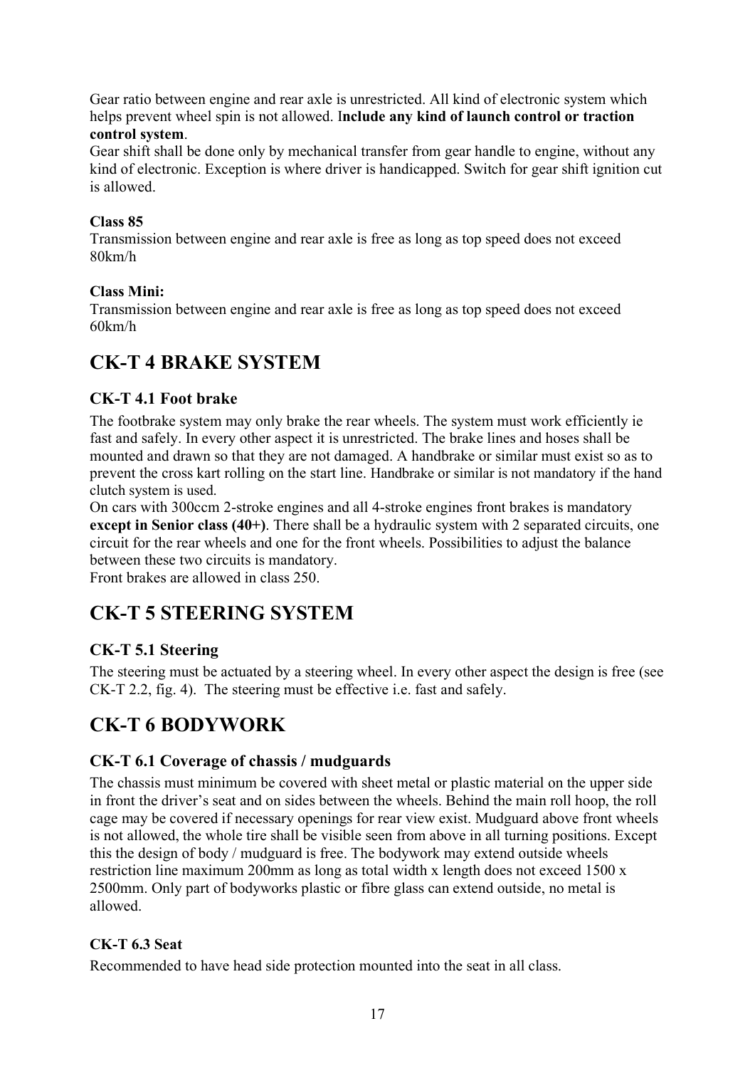Gear ratio between engine and rear axle is unrestricted. All kind of electronic system which helps prevent wheel spin is not allowed. I**nclude any kind of launch control or traction control system**.
Gear shift shall be done only by mechanical transfer from gear handle to engine, without any kind of electronic. Exception is where driver is handicapped. Switch for gear shift ignition cut is allowed.

**Class 85**
Transmission between engine and rear axle is free as long as top speed does not exceed 80km/h

**Class Mini:**
Transmission between engine and rear axle is free as long as top speed does not exceed 60km/h

# CK-T 4 BRAKE SYSTEM

## CK-T 4.1 Foot brake

The footbrake system may only brake the rear wheels. The system must work efficiently ie fast and safely. In every other aspect it is unrestricted. The brake lines and hoses shall be mounted and drawn so that they are not damaged. A handbrake or similar must exist so as to prevent the cross kart rolling on the start line. Handbrake or similar is not mandatory if the hand clutch system is used.
On cars with 300ccm 2-stroke engines and all 4-stroke engines front brakes is mandatory **except in Senior class (40+)**. There shall be a hydraulic system with 2 separated circuits, one circuit for the rear wheels and one for the front wheels. Possibilities to adjust the balance between these two circuits is mandatory.
Front brakes are allowed in class 250.

# CK-T 5 STEERING SYSTEM

## CK-T 5.1 Steering

The steering must be actuated by a steering wheel. In every other aspect the design is free (see CK-T 2.2, fig. 4). The steering must be effective i.e. fast and safely.

# CK-T 6 BODYWORK

## CK-T 6.1 Coverage of chassis / mudguards

The chassis must minimum be covered with sheet metal or plastic material on the upper side in front the driver's seat and on sides between the wheels. Behind the main roll hoop, the roll cage may be covered if necessary openings for rear view exist. Mudguard above front wheels is not allowed, the whole tire shall be visible seen from above in all turning positions. Except this the design of body / mudguard is free. The bodywork may extend outside wheels restriction line maximum 200mm as long as total width x length does not exceed 1500 x 2500mm. Only part of bodyworks plastic or fibre glass can extend outside, no metal is allowed.

### CK-T 6.3 Seat

Recommended to have head side protection mounted into the seat in all class.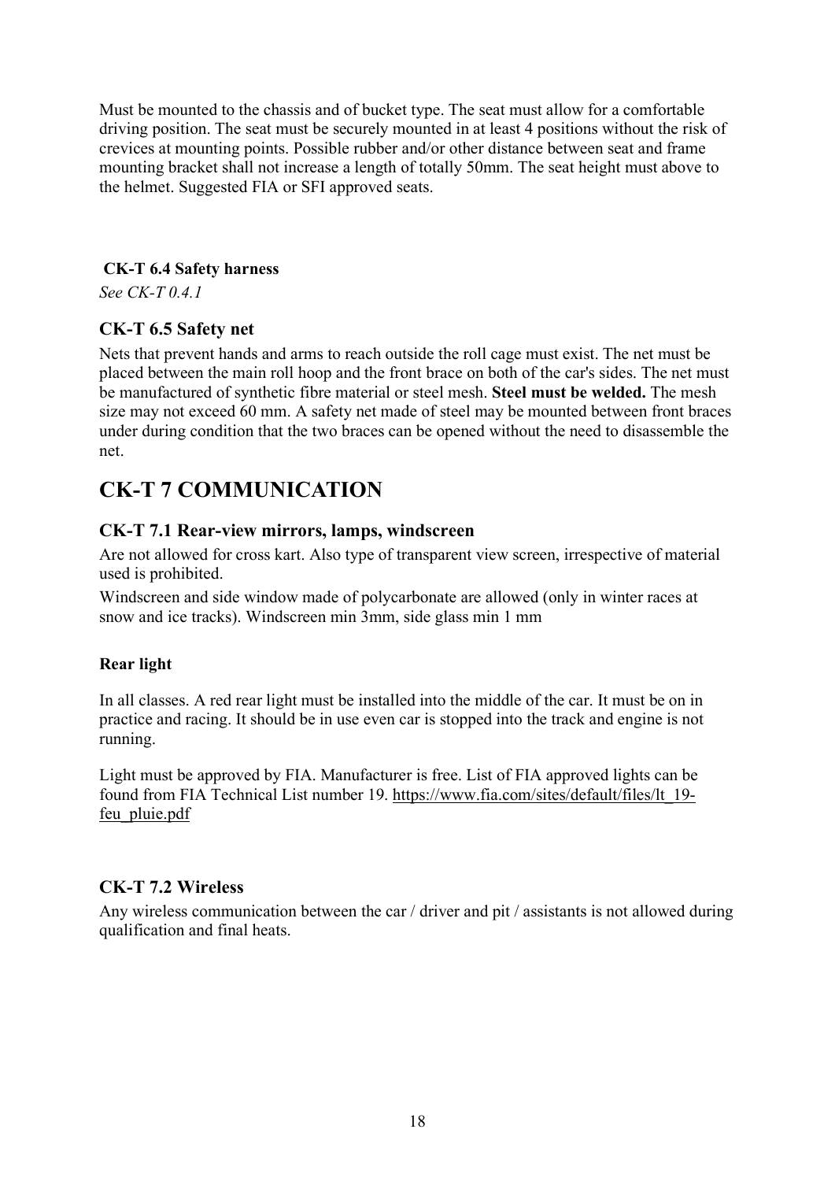Must be mounted to the chassis and of bucket type. The seat must allow for a comfortable driving position. The seat must be securely mounted in at least 4 positions without the risk of crevices at mounting points. Possible rubber and/or other distance between seat and frame mounting bracket shall not increase a length of totally 50mm. The seat height must above to the helmet. Suggested FIA or SFI approved seats.

#### CK-T 6.4 Safety harness

*See CK-T 0.4.1*

### CK-T 6.5 Safety net

Nets that prevent hands and arms to reach outside the roll cage must exist. The net must be placed between the main roll hoop and the front brace on both of the car's sides. The net must be manufactured of synthetic fibre material or steel mesh. **Steel must be welded.** The mesh size may not exceed 60 mm. A safety net made of steel may be mounted between front braces under during condition that the two braces can be opened without the need to disassemble the net.

## CK-T 7 COMMUNICATION

### CK-T 7.1 Rear-view mirrors, lamps, windscreen

Are not allowed for cross kart. Also type of transparent view screen, irrespective of material used is prohibited.

Windscreen and side window made of polycarbonate are allowed (only in winter races at snow and ice tracks). Windscreen min 3mm, side glass min 1 mm

**Rear light**

In all classes. A red rear light must be installed into the middle of the car. It must be on in practice and racing. It should be in use even car is stopped into the track and engine is not running.

Light must be approved by FIA. Manufacturer is free. List of FIA approved lights can be found from FIA Technical List number 19. https://www.fia.com/sites/default/files/lt_19-feu_pluie.pdf

### CK-T 7.2 Wireless

Any wireless communication between the car / driver and pit / assistants is not allowed during qualification and final heats.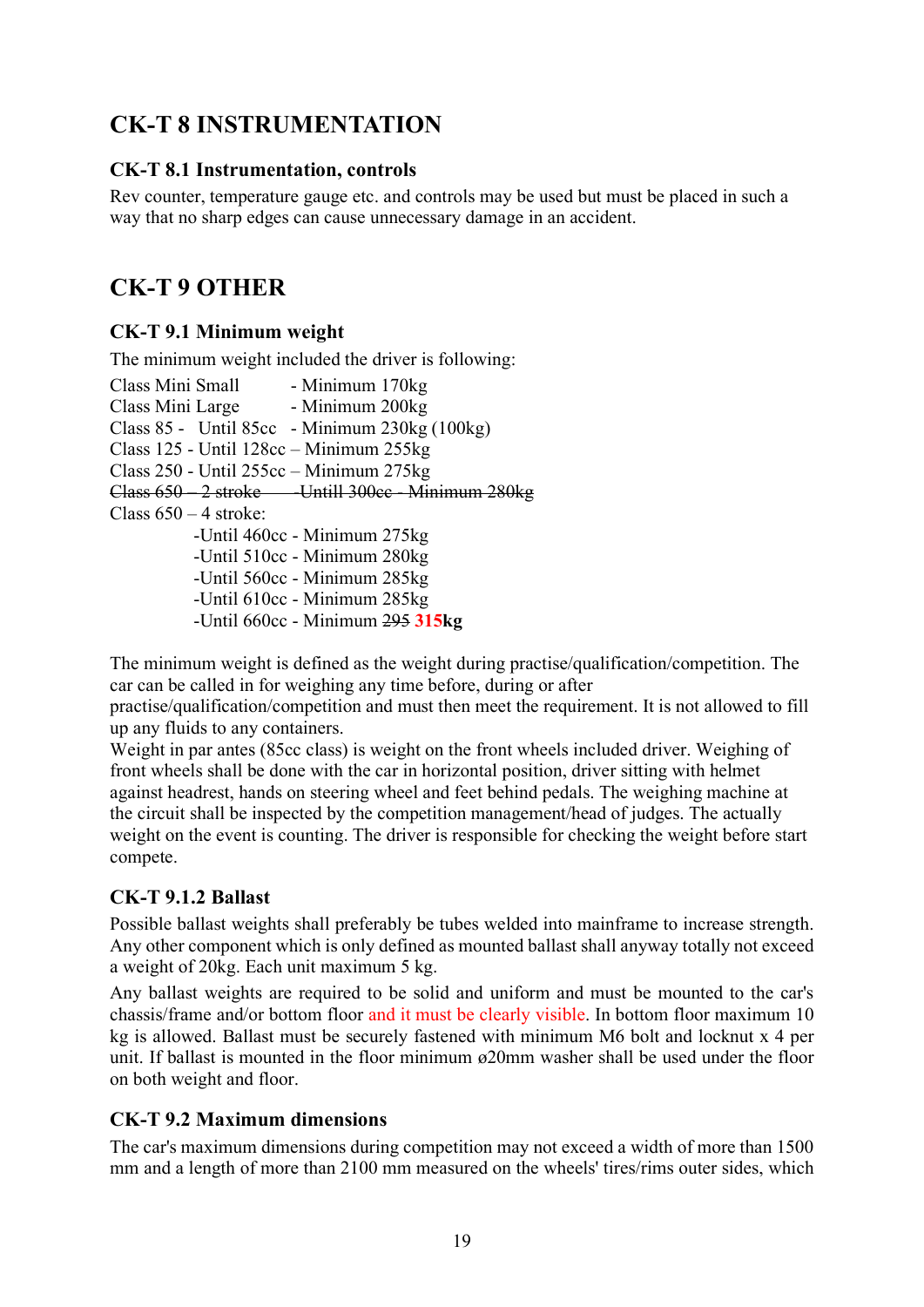## CK-T 8 INSTRUMENTATION

### CK-T 8.1 Instrumentation, controls

Rev counter, temperature gauge etc. and controls may be used but must be placed in such a way that no sharp edges can cause unnecessary damage in an accident.

## CK-T 9 OTHER

### CK-T 9.1 Minimum weight

The minimum weight included the driver is following:

Class Mini Small - Minimum 170kg
Class Mini Large - Minimum 200kg
Class 85 - Until 85cc - Minimum 230kg (100kg)
Class 125 - Until 128cc – Minimum 255kg
Class 250 - Until 255cc – Minimum 275kg
~~Class 650 – 2 stroke -Untill 300cc - Minimum 280kg~~
Class 650 – 4 stroke:

- -Until 460cc - Minimum 275kg
- -Until 510cc - Minimum 280kg
- -Until 560cc - Minimum 285kg
- -Until 610cc - Minimum 285kg
- -Until 660cc - Minimum ~~295~~ **315kg**

The minimum weight is defined as the weight during practise/qualification/competition. The car can be called in for weighing any time before, during or after practise/qualification/competition and must then meet the requirement. It is not allowed to fill up any fluids to any containers.
Weight in par antes (85cc class) is weight on the front wheels included driver. Weighing of front wheels shall be done with the car in horizontal position, driver sitting with helmet against headrest, hands on steering wheel and feet behind pedals. The weighing machine at the circuit shall be inspected by the competition management/head of judges. The actually weight on the event is counting. The driver is responsible for checking the weight before start compete.

### CK-T 9.1.2 Ballast

Possible ballast weights shall preferably be tubes welded into mainframe to increase strength. Any other component which is only defined as mounted ballast shall anyway totally not exceed a weight of 20kg. Each unit maximum 5 kg.

Any ballast weights are required to be solid and uniform and must be mounted to the car's chassis/frame and/or bottom floor and it must be clearly visible. In bottom floor maximum 10 kg is allowed. Ballast must be securely fastened with minimum M6 bolt and locknut x 4 per unit. If ballast is mounted in the floor minimum ø20mm washer shall be used under the floor on both weight and floor.

### CK-T 9.2 Maximum dimensions

The car's maximum dimensions during competition may not exceed a width of more than 1500 mm and a length of more than 2100 mm measured on the wheels' tires/rims outer sides, which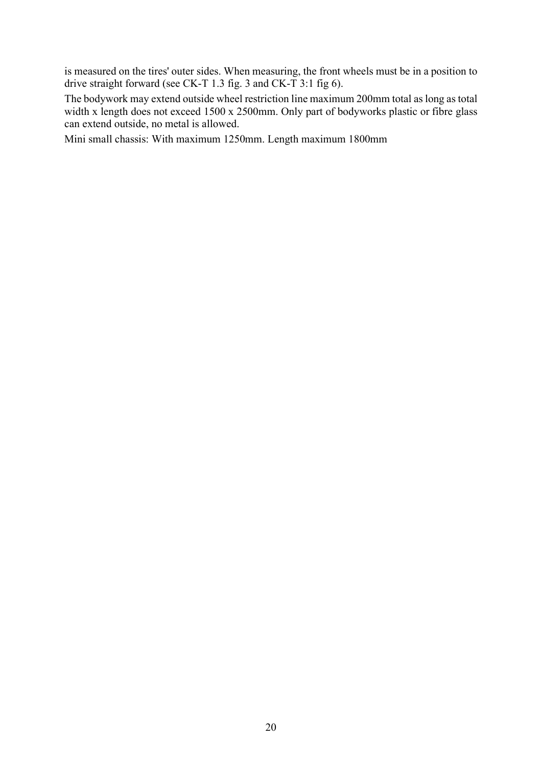is measured on the tires' outer sides. When measuring, the front wheels must be in a position to drive straight forward (see CK-T 1.3 fig. 3 and CK-T 3:1 fig 6).

The bodywork may extend outside wheel restriction line maximum 200mm total as long as total width x length does not exceed 1500 x 2500mm. Only part of bodyworks plastic or fibre glass can extend outside, no metal is allowed.

Mini small chassis: With maximum 1250mm. Length maximum 1800mm